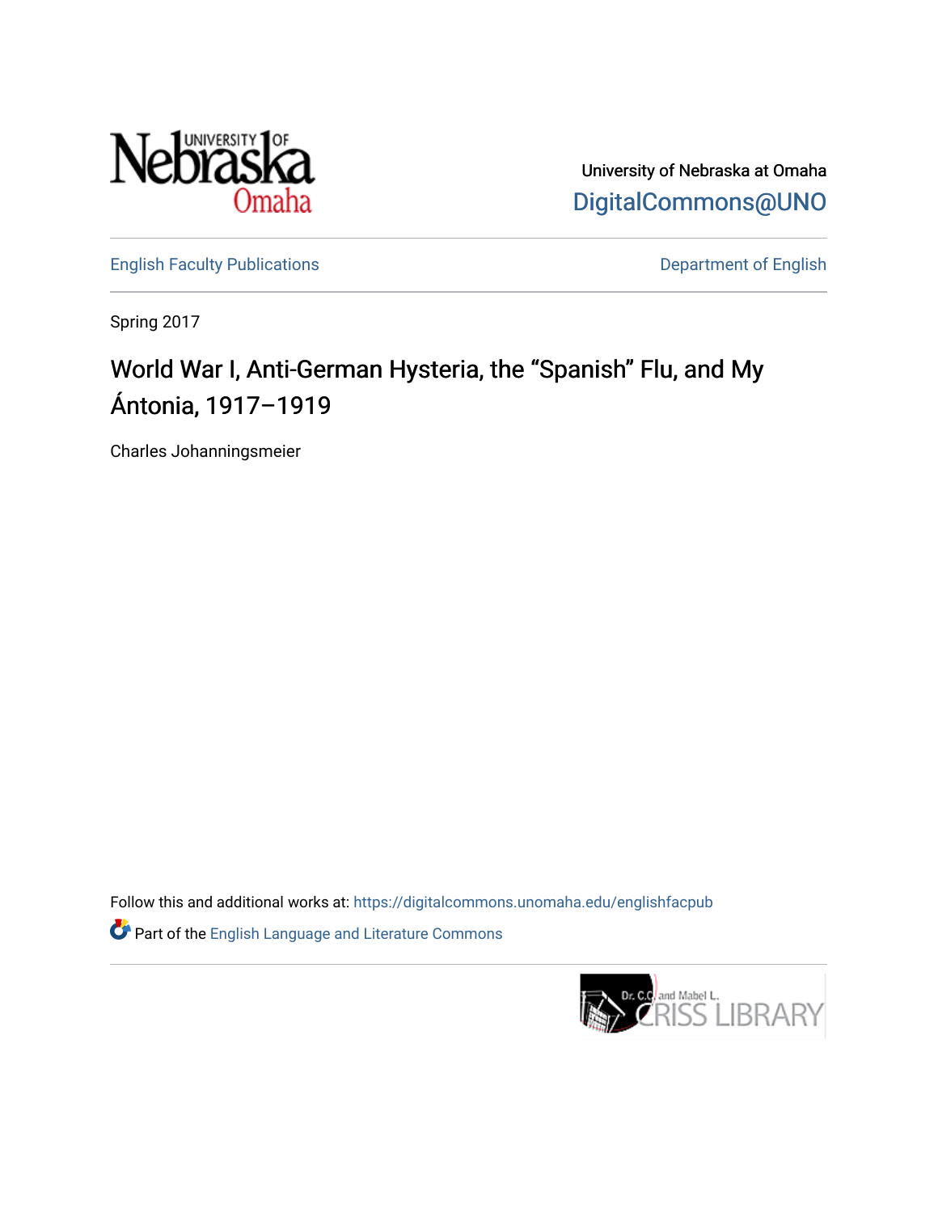University of Nebraska at Omaha
DigitalCommons@UNO

English Faculty Publications | Department of English

Spring 2017

# World War I, Anti-German Hysteria, the “Spanish” Flu, and My Ántonia, 1917–1919

Charles Johanningsmeier

Follow this and additional works at: https://digitalcommons.unomaha.edu/englishfacpub

Part of the English Language and Literature Commons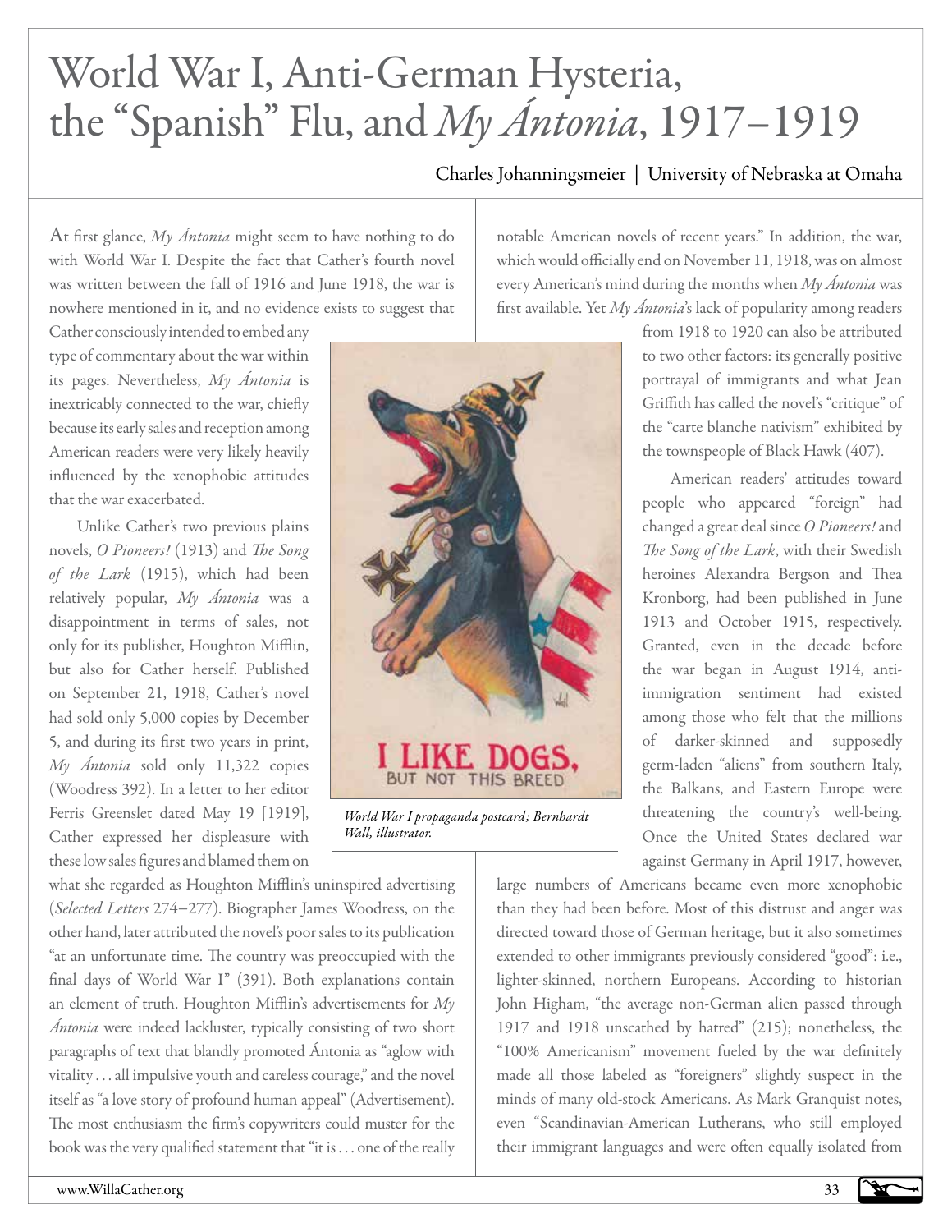# World War I, Anti-German Hysteria, the "Spanish" Flu, and *My Ántonia*, 1917–1919

Charles Johanningsmeier | University of Nebraska at Omaha

At first glance, *My Ántonia* might seem to have nothing to do with World War I. Despite the fact that Cather's fourth novel was written between the fall of 1916 and June 1918, the war is nowhere mentioned in it, and no evidence exists to suggest that Cather consciously intended to embed any type of commentary about the war within its pages. Nevertheless, *My Ántonia* is inextricably connected to the war, chiefly because its early sales and reception among American readers were very likely heavily influenced by the xenophobic attitudes that the war exacerbated.

Unlike Cather's two previous plains novels, *O Pioneers!* (1913) and *The Song of the Lark* (1915), which had been relatively popular, *My Ántonia* was a disappointment in terms of sales, not only for its publisher, Houghton Mifflin, but also for Cather herself. Published on September 21, 1918, Cather's novel had sold only 5,000 copies by December 5, and during its first two years in print, *My Ántonia* sold only 11,322 copies (Woodress 392). In a letter to her editor Ferris Greenslet dated May 19 [1919], Cather expressed her displeasure with these low sales figures and blamed them on what she regarded as Houghton Mifflin's uninspired advertising (*Selected Letters* 274–277). Biographer James Woodress, on the other hand, later attributed the novel's poor sales to its publication "at an unfortunate time. The country was preoccupied with the final days of World War I" (391). Both explanations contain an element of truth. Houghton Mifflin's advertisements for *My Ántonia* were indeed lackluster, typically consisting of two short paragraphs of text that blandly promoted Ántonia as "aglow with vitality . . . all impulsive youth and careless courage," and the novel itself as "a love story of profound human appeal" (Advertisement). The most enthusiasm the firm's copywriters could muster for the book was the very qualified statement that "it is . . . one of the really notable American novels of recent years." In addition, the war, which would officially end on November 11, 1918, was on almost every American's mind during the months when *My Ántonia* was first available. Yet *My Ántonia*'s lack of popularity among readers from 1918 to 1920 can also be attributed to two other factors: its generally positive portrayal of immigrants and what Jean Griffith has called the novel's "critique" of the "carte blanche nativism" exhibited by the townspeople of Black Hawk (407).

*World War I propaganda postcard; Bernhardt Wall, illustrator.*

American readers' attitudes toward people who appeared "foreign" had changed a great deal since *O Pioneers!* and *The Song of the Lark*, with their Swedish heroines Alexandra Bergson and Thea Kronborg, had been published in June 1913 and October 1915, respectively. Granted, even in the decade before the war began in August 1914, anti-immigration sentiment had existed among those who felt that the millions of darker-skinned and supposedly germ-laden "aliens" from southern Italy, the Balkans, and Eastern Europe were threatening the country's well-being. Once the United States declared war against Germany in April 1917, however, large numbers of Americans became even more xenophobic than they had been before. Most of this distrust and anger was directed toward those of German heritage, but it also sometimes extended to other immigrants previously considered "good": i.e., lighter-skinned, northern Europeans. According to historian John Higham, "the average non-German alien passed through 1917 and 1918 unscathed by hatred" (215); nonetheless, the "100% Americanism" movement fueled by the war definitely made all those labeled as "foreigners" slightly suspect in the minds of many old-stock Americans. As Mark Granquist notes, even "Scandinavian-American Lutherans, who still employed their immigrant languages and were often equally isolated from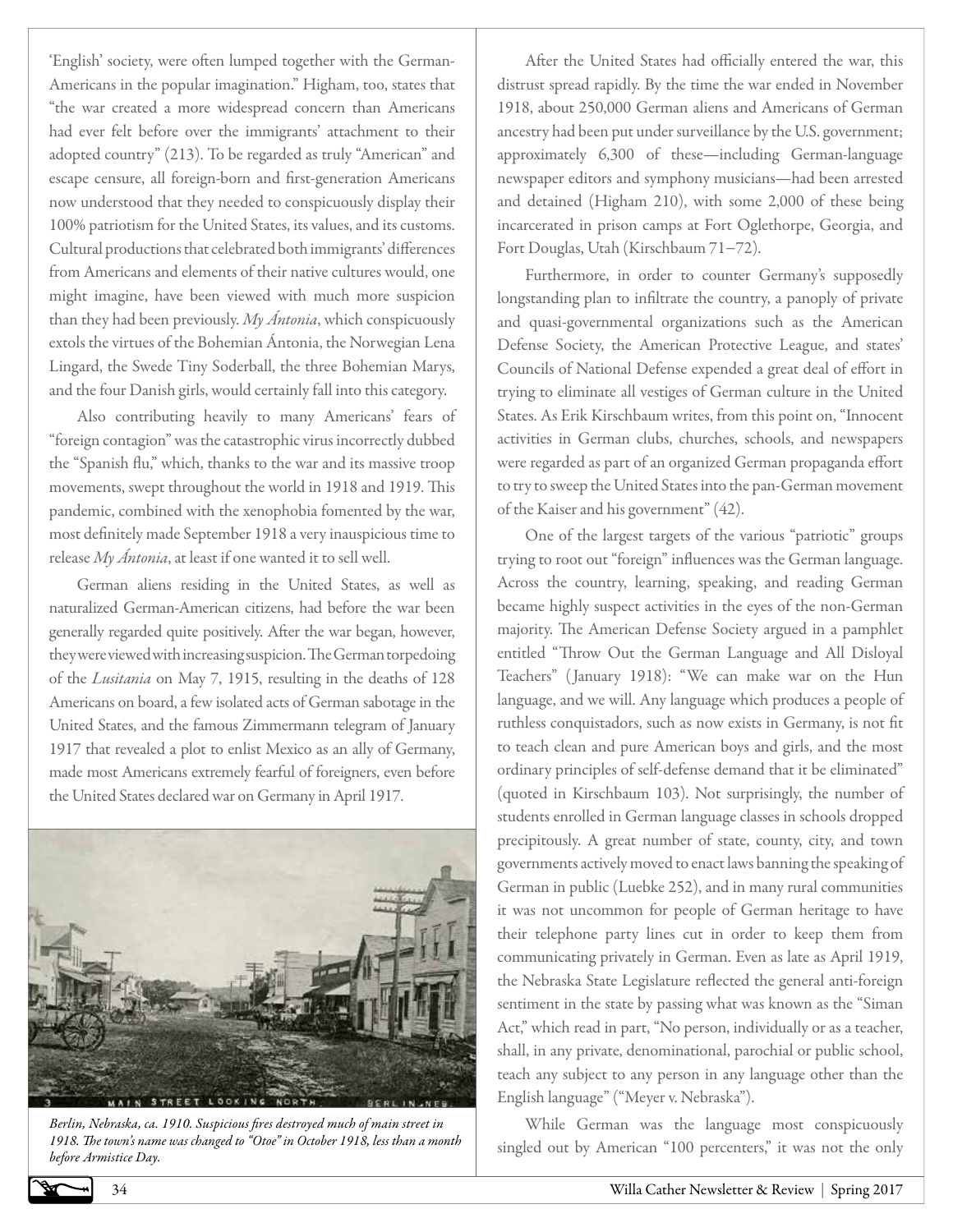'English' society, were often lumped together with the German-Americans in the popular imagination." Higham, too, states that "the war created a more widespread concern than Americans had ever felt before over the immigrants' attachment to their adopted country" (213). To be regarded as truly "American" and escape censure, all foreign-born and first-generation Americans now understood that they needed to conspicuously display their 100% patriotism for the United States, its values, and its customs. Cultural productions that celebrated both immigrants' differences from Americans and elements of their native cultures would, one might imagine, have been viewed with much more suspicion than they had been previously. *My Ántonia*, which conspicuously extols the virtues of the Bohemian Ántonia, the Norwegian Lena Lingard, the Swede Tiny Soderball, the three Bohemian Marys, and the four Danish girls, would certainly fall into this category.

Also contributing heavily to many Americans' fears of "foreign contagion" was the catastrophic virus incorrectly dubbed the "Spanish flu," which, thanks to the war and its massive troop movements, swept throughout the world in 1918 and 1919. This pandemic, combined with the xenophobia fomented by the war, most definitely made September 1918 a very inauspicious time to release *My Ántonia*, at least if one wanted it to sell well.

German aliens residing in the United States, as well as naturalized German-American citizens, had before the war been generally regarded quite positively. After the war began, however, they were viewed with increasing suspicion. The German torpedoing of the *Lusitania* on May 7, 1915, resulting in the deaths of 128 Americans on board, a few isolated acts of German sabotage in the United States, and the famous Zimmermann telegram of January 1917 that revealed a plot to enlist Mexico as an ally of Germany, made most Americans extremely fearful of foreigners, even before the United States declared war on Germany in April 1917.

*Berlin, Nebraska, ca. 1910. Suspicious fires destroyed much of main street in 1918. The town's name was changed to "Otoe" in October 1918, less than a month before Armistice Day.*

After the United States had officially entered the war, this distrust spread rapidly. By the time the war ended in November 1918, about 250,000 German aliens and Americans of German ancestry had been put under surveillance by the U.S. government; approximately 6,300 of these—including German-language newspaper editors and symphony musicians—had been arrested and detained (Higham 210), with some 2,000 of these being incarcerated in prison camps at Fort Oglethorpe, Georgia, and Fort Douglas, Utah (Kirschbaum 71–72).

Furthermore, in order to counter Germany's supposedly longstanding plan to infiltrate the country, a panoply of private and quasi-governmental organizations such as the American Defense Society, the American Protective League, and states' Councils of National Defense expended a great deal of effort in trying to eliminate all vestiges of German culture in the United States. As Erik Kirschbaum writes, from this point on, "Innocent activities in German clubs, churches, schools, and newspapers were regarded as part of an organized German propaganda effort to try to sweep the United States into the pan-German movement of the Kaiser and his government" (42).

One of the largest targets of the various "patriotic" groups trying to root out "foreign" influences was the German language. Across the country, learning, speaking, and reading German became highly suspect activities in the eyes of the non-German majority. The American Defense Society argued in a pamphlet entitled "Throw Out the German Language and All Disloyal Teachers" (January 1918): "We can make war on the Hun language, and we will. Any language which produces a people of ruthless conquistadors, such as now exists in Germany, is not fit to teach clean and pure American boys and girls, and the most ordinary principles of self-defense demand that it be eliminated" (quoted in Kirschbaum 103). Not surprisingly, the number of students enrolled in German language classes in schools dropped precipitously. A great number of state, county, city, and town governments actively moved to enact laws banning the speaking of German in public (Luebke 252), and in many rural communities it was not uncommon for people of German heritage to have their telephone party lines cut in order to keep them from communicating privately in German. Even as late as April 1919, the Nebraska State Legislature reflected the general anti-foreign sentiment in the state by passing what was known as the "Siman Act," which read in part, "No person, individually or as a teacher, shall, in any private, denominational, parochial or public school, teach any subject to any person in any language other than the English language" ("Meyer v. Nebraska").

While German was the language most conspicuously singled out by American "100 percenters," it was not the only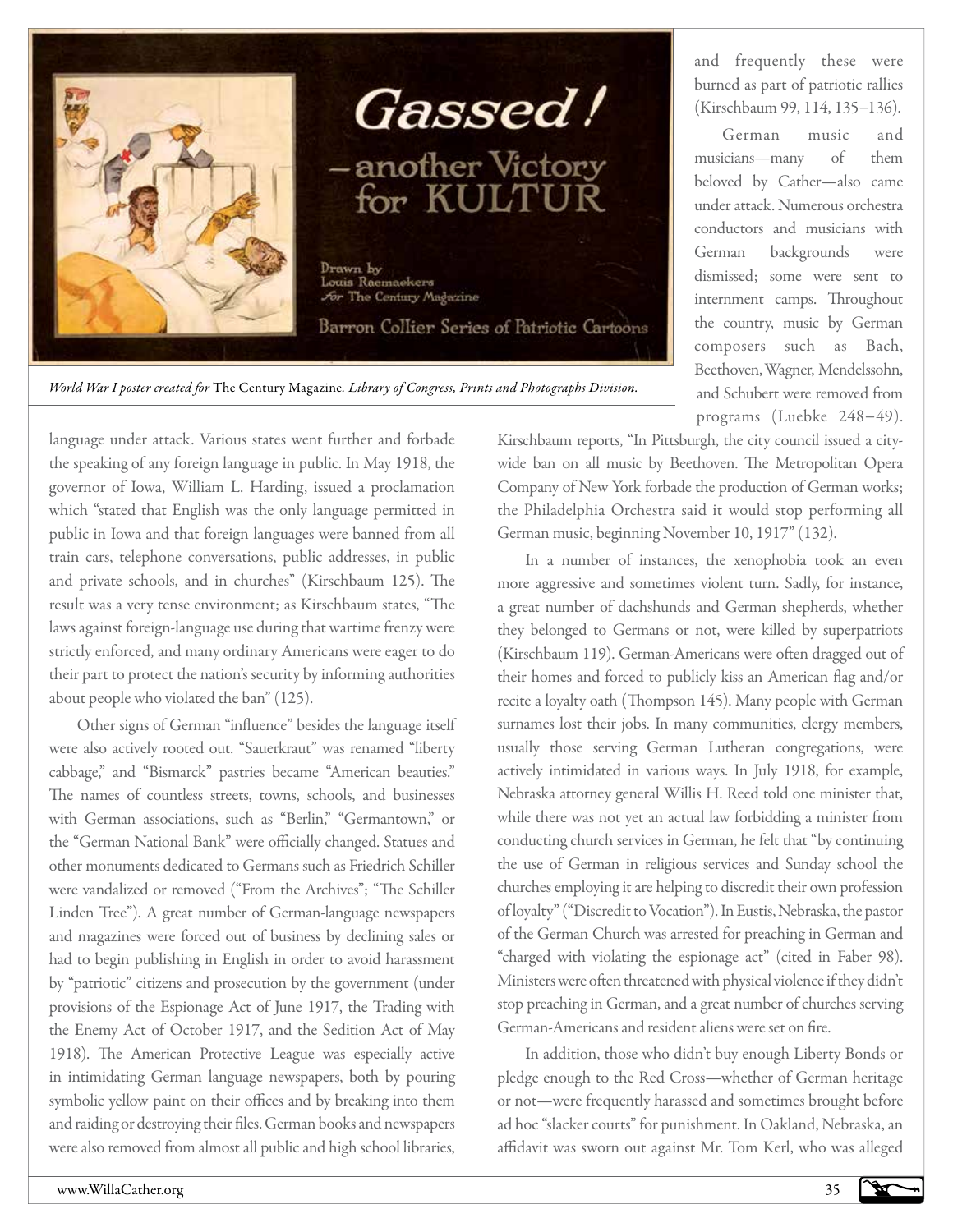*World War I poster created for* The Century Magazine. *Library of Congress, Prints and Photographs Division.*

language under attack. Various states went further and forbade the speaking of any foreign language in public. In May 1918, the governor of Iowa, William L. Harding, issued a proclamation which "stated that English was the only language permitted in public in Iowa and that foreign languages were banned from all train cars, telephone conversations, public addresses, in public and private schools, and in churches" (Kirschbaum 125). The result was a very tense environment; as Kirschbaum states, "The laws against foreign-language use during that wartime frenzy were strictly enforced, and many ordinary Americans were eager to do their part to protect the nation's security by informing authorities about people who violated the ban" (125).

Other signs of German "influence" besides the language itself were also actively rooted out. "Sauerkraut" was renamed "liberty cabbage," and "Bismarck" pastries became "American beauties." The names of countless streets, towns, schools, and businesses with German associations, such as "Berlin," "Germantown," or the "German National Bank" were officially changed. Statues and other monuments dedicated to Germans such as Friedrich Schiller were vandalized or removed ("From the Archives"; "The Schiller Linden Tree"). A great number of German-language newspapers and magazines were forced out of business by declining sales or had to begin publishing in English in order to avoid harassment by "patriotic" citizens and prosecution by the government (under provisions of the Espionage Act of June 1917, the Trading with the Enemy Act of October 1917, and the Sedition Act of May 1918). The American Protective League was especially active in intimidating German language newspapers, both by pouring symbolic yellow paint on their offices and by breaking into them and raiding or destroying their files. German books and newspapers were also removed from almost all public and high school libraries, and frequently these were burned as part of patriotic rallies (Kirschbaum 99, 114, 135–136).

German music and musicians—many of them beloved by Cather—also came under attack. Numerous orchestra conductors and musicians with German backgrounds were dismissed; some were sent to internment camps. Throughout the country, music by German composers such as Bach, Beethoven, Wagner, Mendelssohn, and Schubert were removed from programs (Luebke 248–49). Kirschbaum reports, "In Pittsburgh, the city council issued a city-wide ban on all music by Beethoven. The Metropolitan Opera Company of New York forbade the production of German works; the Philadelphia Orchestra said it would stop performing all German music, beginning November 10, 1917" (132).

In a number of instances, the xenophobia took an even more aggressive and sometimes violent turn. Sadly, for instance, a great number of dachshunds and German shepherds, whether they belonged to Germans or not, were killed by superpatriots (Kirschbaum 119). German-Americans were often dragged out of their homes and forced to publicly kiss an American flag and/or recite a loyalty oath (Thompson 145). Many people with German surnames lost their jobs. In many communities, clergy members, usually those serving German Lutheran congregations, were actively intimidated in various ways. In July 1918, for example, Nebraska attorney general Willis H. Reed told one minister that, while there was not yet an actual law forbidding a minister from conducting church services in German, he felt that "by continuing the use of German in religious services and Sunday school the churches employing it are helping to discredit their own profession of loyalty" ("Discredit to Vocation"). In Eustis, Nebraska, the pastor of the German Church was arrested for preaching in German and "charged with violating the espionage act" (cited in Faber 98). Ministers were often threatened with physical violence if they didn't stop preaching in German, and a great number of churches serving German-Americans and resident aliens were set on fire.

In addition, those who didn't buy enough Liberty Bonds or pledge enough to the Red Cross—whether of German heritage or not—were frequently harassed and sometimes brought before ad hoc "slacker courts" for punishment. In Oakland, Nebraska, an affidavit was sworn out against Mr. Tom Kerl, who was alleged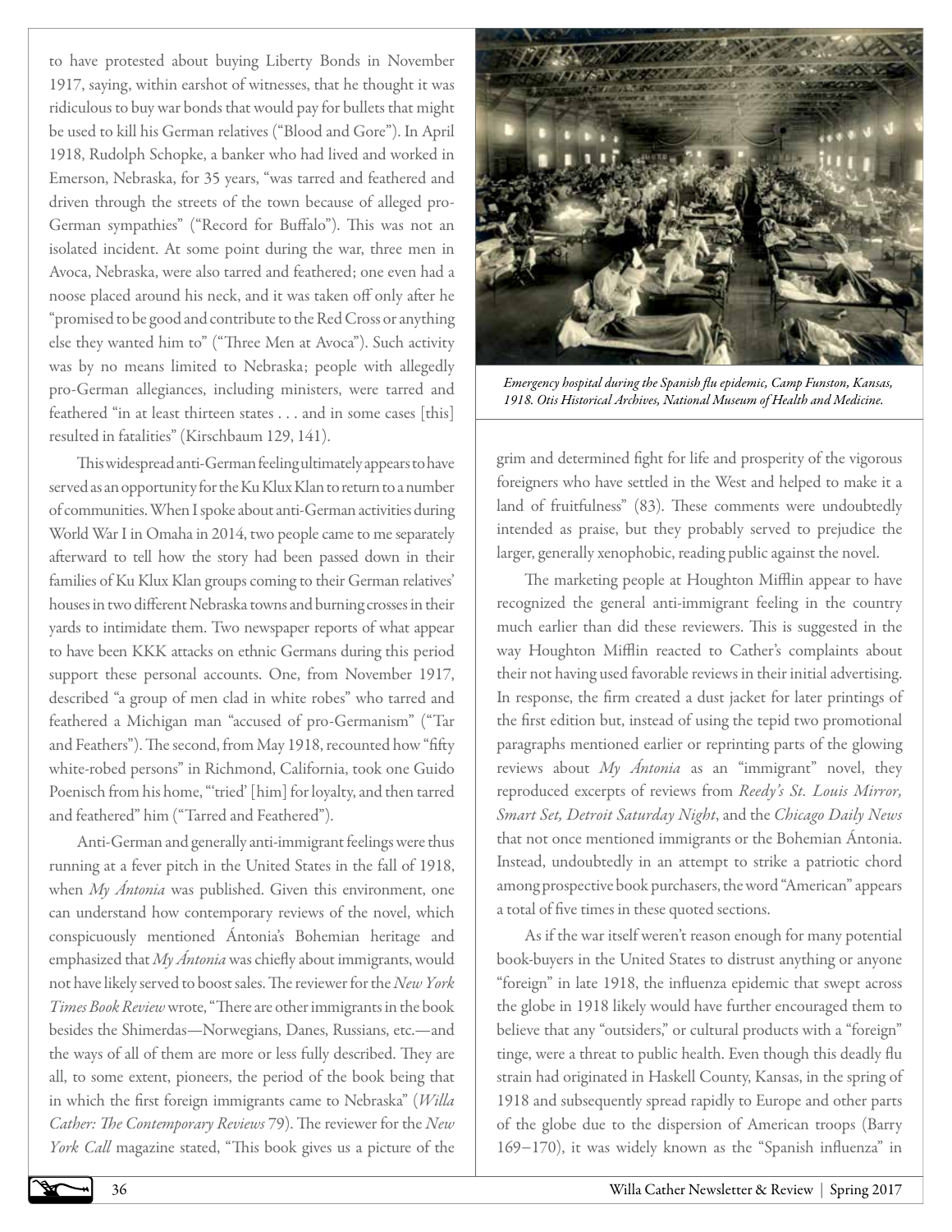to have protested about buying Liberty Bonds in November 1917, saying, within earshot of witnesses, that he thought it was ridiculous to buy war bonds that would pay for bullets that might be used to kill his German relatives ("Blood and Gore"). In April 1918, Rudolph Schopke, a banker who had lived and worked in Emerson, Nebraska, for 35 years, "was tarred and feathered and driven through the streets of the town because of alleged pro-German sympathies" ("Record for Buffalo"). This was not an isolated incident. At some point during the war, three men in Avoca, Nebraska, were also tarred and feathered; one even had a noose placed around his neck, and it was taken off only after he "promised to be good and contribute to the Red Cross or anything else they wanted him to" ("Three Men at Avoca"). Such activity was by no means limited to Nebraska; people with allegedly pro-German allegiances, including ministers, were tarred and feathered "in at least thirteen states . . . and in some cases [this] resulted in fatalities" (Kirschbaum 129, 141).

This widespread anti-German feeling ultimately appears to have served as an opportunity for the Ku Klux Klan to return to a number of communities. When I spoke about anti-German activities during World War I in Omaha in 2014, two people came to me separately afterward to tell how the story had been passed down in their families of Ku Klux Klan groups coming to their German relatives' houses in two different Nebraska towns and burning crosses in their yards to intimidate them. Two newspaper reports of what appear to have been KKK attacks on ethnic Germans during this period support these personal accounts. One, from November 1917, described "a group of men clad in white robes" who tarred and feathered a Michigan man "accused of pro-Germanism" ("Tar and Feathers"). The second, from May 1918, recounted how "fifty white-robed persons" in Richmond, California, took one Guido Poenisch from his home, "'tried' [him] for loyalty, and then tarred and feathered" him ("Tarred and Feathered").

Anti-German and generally anti-immigrant feelings were thus running at a fever pitch in the United States in the fall of 1918, when *My Ántonia* was published. Given this environment, one can understand how contemporary reviews of the novel, which conspicuously mentioned Ántonia's Bohemian heritage and emphasized that *My Ántonia* was chiefly about immigrants, would not have likely served to boost sales. The reviewer for the *New York Times Book Review* wrote, "There are other immigrants in the book besides the Shimerdas—Norwegians, Danes, Russians, etc.—and the ways of all of them are more or less fully described. They are all, to some extent, pioneers, the period of the book being that in which the first foreign immigrants came to Nebraska" (*Willa Cather: The Contemporary Reviews* 79). The reviewer for the *New York Call* magazine stated, "This book gives us a picture of the grim and determined fight for life and prosperity of the vigorous foreigners who have settled in the West and helped to make it a land of fruitfulness" (83). These comments were undoubtedly intended as praise, but they probably served to prejudice the larger, generally xenophobic, reading public against the novel.

*Emergency hospital during the Spanish flu epidemic, Camp Funston, Kansas, 1918. Otis Historical Archives, National Museum of Health and Medicine.*

The marketing people at Houghton Mifflin appear to have recognized the general anti-immigrant feeling in the country much earlier than did these reviewers. This is suggested in the way Houghton Mifflin reacted to Cather's complaints about their not having used favorable reviews in their initial advertising. In response, the firm created a dust jacket for later printings of the first edition but, instead of using the tepid two promotional paragraphs mentioned earlier or reprinting parts of the glowing reviews about *My Ántonia* as an "immigrant" novel, they reproduced excerpts of reviews from *Reedy's St. Louis Mirror, Smart Set, Detroit Saturday Night*, and the *Chicago Daily News* that not once mentioned immigrants or the Bohemian Ántonia. Instead, undoubtedly in an attempt to strike a patriotic chord among prospective book purchasers, the word "American" appears a total of five times in these quoted sections.

As if the war itself weren't reason enough for many potential book-buyers in the United States to distrust anything or anyone "foreign" in late 1918, the influenza epidemic that swept across the globe in 1918 likely would have further encouraged them to believe that any "outsiders," or cultural products with a "foreign" tinge, were a threat to public health. Even though this deadly flu strain had originated in Haskell County, Kansas, in the spring of 1918 and subsequently spread rapidly to Europe and other parts of the globe due to the dispersion of American troops (Barry 169–170), it was widely known as the "Spanish influenza" in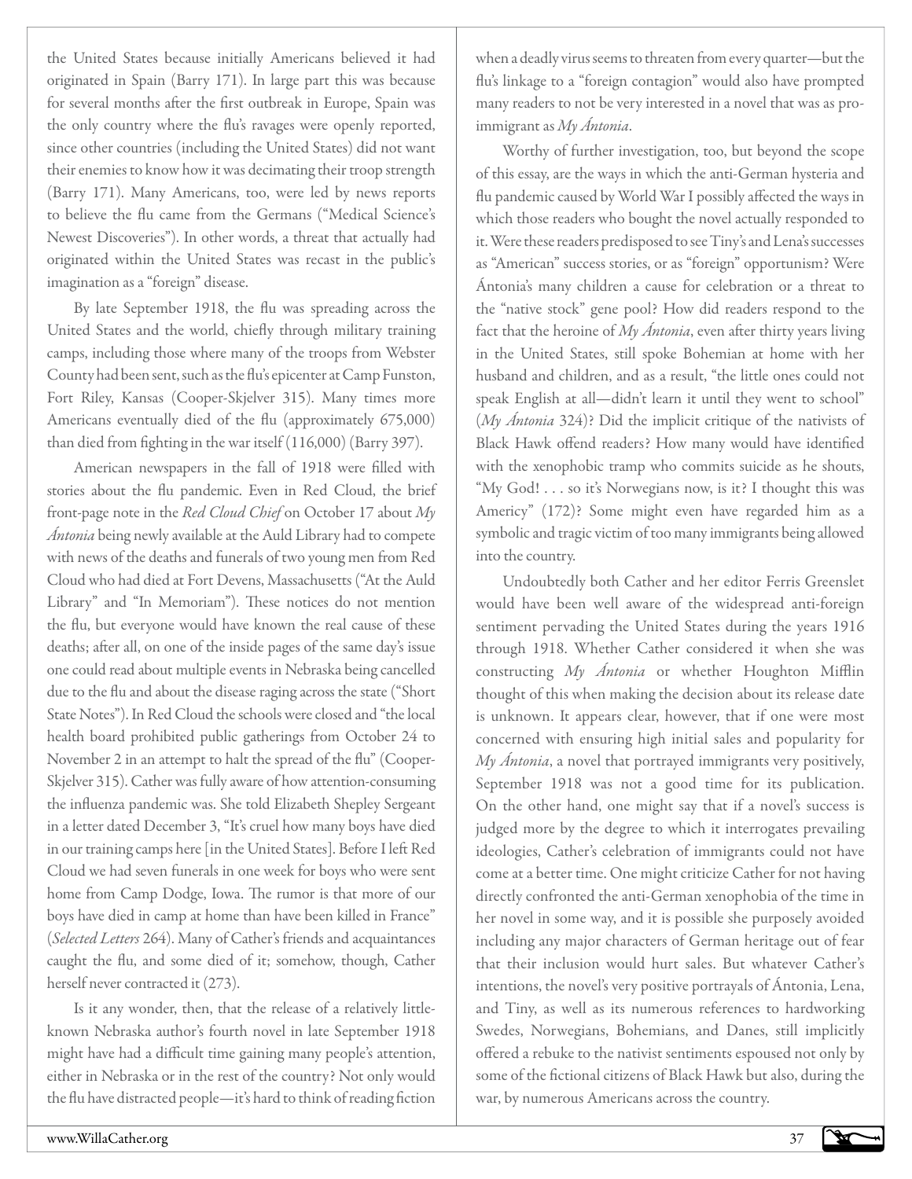the United States because initially Americans believed it had originated in Spain (Barry 171). In large part this was because for several months after the first outbreak in Europe, Spain was the only country where the flu's ravages were openly reported, since other countries (including the United States) did not want their enemies to know how it was decimating their troop strength (Barry 171). Many Americans, too, were led by news reports to believe the flu came from the Germans ("Medical Science's Newest Discoveries"). In other words, a threat that actually had originated within the United States was recast in the public's imagination as a "foreign" disease.

By late September 1918, the flu was spreading across the United States and the world, chiefly through military training camps, including those where many of the troops from Webster County had been sent, such as the flu's epicenter at Camp Funston, Fort Riley, Kansas (Cooper-Skjelver 315). Many times more Americans eventually died of the flu (approximately 675,000) than died from fighting in the war itself (116,000) (Barry 397).

American newspapers in the fall of 1918 were filled with stories about the flu pandemic. Even in Red Cloud, the brief front-page note in the *Red Cloud Chief* on October 17 about *My Ántonia* being newly available at the Auld Library had to compete with news of the deaths and funerals of two young men from Red Cloud who had died at Fort Devens, Massachusetts ("At the Auld Library" and "In Memoriam"). These notices do not mention the flu, but everyone would have known the real cause of these deaths; after all, on one of the inside pages of the same day's issue one could read about multiple events in Nebraska being cancelled due to the flu and about the disease raging across the state ("Short State Notes"). In Red Cloud the schools were closed and "the local health board prohibited public gatherings from October 24 to November 2 in an attempt to halt the spread of the flu" (Cooper-Skjelver 315). Cather was fully aware of how attention-consuming the influenza pandemic was. She told Elizabeth Shepley Sergeant in a letter dated December 3, "It's cruel how many boys have died in our training camps here [in the United States]. Before I left Red Cloud we had seven funerals in one week for boys who were sent home from Camp Dodge, Iowa. The rumor is that more of our boys have died in camp at home than have been killed in France" (*Selected Letters* 264). Many of Cather's friends and acquaintances caught the flu, and some died of it; somehow, though, Cather herself never contracted it (273).

Is it any wonder, then, that the release of a relatively little-known Nebraska author's fourth novel in late September 1918 might have had a difficult time gaining many people's attention, either in Nebraska or in the rest of the country? Not only would the flu have distracted people—it's hard to think of reading fiction when a deadly virus seems to threaten from every quarter—but the flu's linkage to a "foreign contagion" would also have prompted many readers to not be very interested in a novel that was as pro-immigrant as *My Ántonia*.

Worthy of further investigation, too, but beyond the scope of this essay, are the ways in which the anti-German hysteria and flu pandemic caused by World War I possibly affected the ways in which those readers who bought the novel actually responded to it. Were these readers predisposed to see Tiny's and Lena's successes as "American" success stories, or as "foreign" opportunism? Were Ántonia's many children a cause for celebration or a threat to the "native stock" gene pool? How did readers respond to the fact that the heroine of *My Ántonia*, even after thirty years living in the United States, still spoke Bohemian at home with her husband and children, and as a result, "the little ones could not speak English at all—didn't learn it until they went to school" (*My Ántonia* 324)? Did the implicit critique of the nativists of Black Hawk offend readers? How many would have identified with the xenophobic tramp who commits suicide as he shouts, "My God! . . . so it's Norwegians now, is it? I thought this was Americy" (172)? Some might even have regarded him as a symbolic and tragic victim of too many immigrants being allowed into the country.

Undoubtedly both Cather and her editor Ferris Greenslet would have been well aware of the widespread anti-foreign sentiment pervading the United States during the years 1916 through 1918. Whether Cather considered it when she was constructing *My Ántonia* or whether Houghton Mifflin thought of this when making the decision about its release date is unknown. It appears clear, however, that if one were most concerned with ensuring high initial sales and popularity for *My Ántonia*, a novel that portrayed immigrants very positively, September 1918 was not a good time for its publication. On the other hand, one might say that if a novel's success is judged more by the degree to which it interrogates prevailing ideologies, Cather's celebration of immigrants could not have come at a better time. One might criticize Cather for not having directly confronted the anti-German xenophobia of the time in her novel in some way, and it is possible she purposely avoided including any major characters of German heritage out of fear that their inclusion would hurt sales. But whatever Cather's intentions, the novel's very positive portrayals of Ántonia, Lena, and Tiny, as well as its numerous references to hardworking Swedes, Norwegians, Bohemians, and Danes, still implicitly offered a rebuke to the nativist sentiments espoused not only by some of the fictional citizens of Black Hawk but also, during the war, by numerous Americans across the country.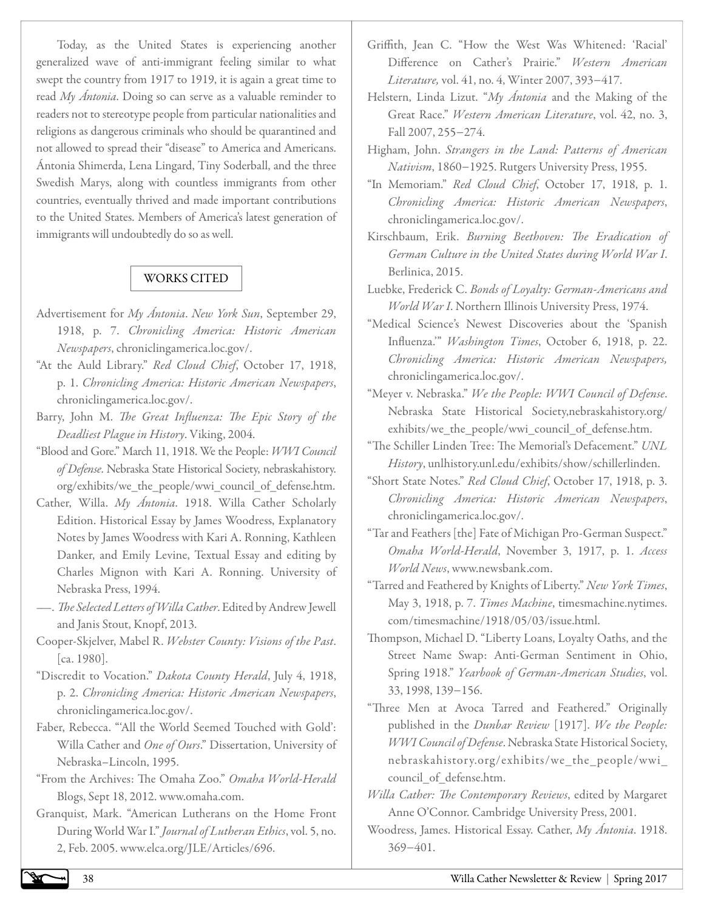Today, as the United States is experiencing another generalized wave of anti-immigrant feeling similar to what swept the country from 1917 to 1919, it is again a great time to read *My Ántonia*. Doing so can serve as a valuable reminder to readers not to stereotype people from particular nationalities and religions as dangerous criminals who should be quarantined and not allowed to spread their "disease" to America and Americans. Ántonia Shimerda, Lena Lingard, Tiny Soderball, and the three Swedish Marys, along with countless immigrants from other countries, eventually thrived and made important contributions to the United States. Members of America's latest generation of immigrants will undoubtedly do so as well.

## WORKS CITED

Advertisement for *My Ántonia*. *New York Sun*, September 29, 1918, p. 7. *Chronicling America: Historic American Newspapers*, chroniclingamerica.loc.gov/.

"At the Auld Library." *Red Cloud Chief*, October 17, 1918, p. 1. *Chronicling America: Historic American Newspapers*, chroniclingamerica.loc.gov/.

Barry, John M. *The Great Influenza: The Epic Story of the Deadliest Plague in History*. Viking, 2004.

"Blood and Gore." March 11, 1918. We the People: *WWI Council of Defense*. Nebraska State Historical Society, nebraskahistory.org/exhibits/we_the_people/wwi_council_of_defense.htm.

Cather, Willa. *My Ántonia*. 1918. Willa Cather Scholarly Edition. Historical Essay by James Woodress, Explanatory Notes by James Woodress with Kari A. Ronning, Kathleen Danker, and Emily Levine, Textual Essay and editing by Charles Mignon with Kari A. Ronning. University of Nebraska Press, 1994.

—. *The Selected Letters of Willa Cather*. Edited by Andrew Jewell and Janis Stout, Knopf, 2013.

Cooper-Skjelver, Mabel R. *Webster County: Visions of the Past*. [ca. 1980].

"Discredit to Vocation." *Dakota County Herald*, July 4, 1918, p. 2. *Chronicling America: Historic American Newspapers*, chroniclingamerica.loc.gov/.

Faber, Rebecca. "'All the World Seemed Touched with Gold': Willa Cather and *One of Ours*." Dissertation, University of Nebraska–Lincoln, 1995.

"From the Archives: The Omaha Zoo." *Omaha World-Herald* Blogs, Sept 18, 2012. www.omaha.com.

Granquist, Mark. "American Lutherans on the Home Front During World War I." *Journal of Lutheran Ethics*, vol. 5, no. 2, Feb. 2005. www.elca.org/JLE/Articles/696.

Griffith, Jean C. "How the West Was Whitened: 'Racial' Difference on Cather's Prairie." *Western American Literature,* vol. 41, no. 4, Winter 2007, 393–417.

Helstern, Linda Lizut. "*My Ántonia* and the Making of the Great Race." *Western American Literature*, vol. 42, no. 3, Fall 2007, 255–274.

Higham, John. *Strangers in the Land: Patterns of American Nativism*, 1860–1925. Rutgers University Press, 1955.

"In Memoriam." *Red Cloud Chief*, October 17, 1918, p. 1. *Chronicling America: Historic American Newspapers*, chroniclingamerica.loc.gov/.

Kirschbaum, Erik. *Burning Beethoven: The Eradication of German Culture in the United States during World War I*. Berlinica, 2015.

Luebke, Frederick C. *Bonds of Loyalty: German-Americans and World War I*. Northern Illinois University Press, 1974.

"Medical Science's Newest Discoveries about the 'Spanish Influenza.'" *Washington Times*, October 6, 1918, p. 22. *Chronicling America: Historic American Newspapers,* chroniclingamerica.loc.gov/.

"Meyer v. Nebraska." *We the People: WWI Council of Defense*. Nebraska State Historical Society,nebraskahistory.org/exhibits/we_the_people/wwi_council_of_defense.htm.

"The Schiller Linden Tree: The Memorial's Defacement." *UNL History*, unlhistory.unl.edu/exhibits/show/schillerlinden.

"Short State Notes." *Red Cloud Chief*, October 17, 1918, p. 3. *Chronicling America: Historic American Newspapers*, chroniclingamerica.loc.gov/.

"Tar and Feathers [the] Fate of Michigan Pro-German Suspect." *Omaha World-Herald*, November 3, 1917, p. 1. *Access World News*, www.newsbank.com.

"Tarred and Feathered by Knights of Liberty." *New York Times*, May 3, 1918, p. 7. *Times Machine*, timesmachine.nytimes.com/timesmachine/1918/05/03/issue.html.

Thompson, Michael D. "Liberty Loans, Loyalty Oaths, and the Street Name Swap: Anti-German Sentiment in Ohio, Spring 1918." *Yearbook of German-American Studies*, vol. 33, 1998, 139–156.

"Three Men at Avoca Tarred and Feathered." Originally published in the *Dunbar Review* [1917]. *We the People: WWI Council of Defense*. Nebraska State Historical Society, nebraskahistory.org/exhibits/we_the_people/wwi_council_of_defense.htm.

*Willa Cather: The Contemporary Reviews*, edited by Margaret Anne O'Connor. Cambridge University Press, 2001.

Woodress, James. Historical Essay. Cather, *My Ántonia*. 1918. 369–401.